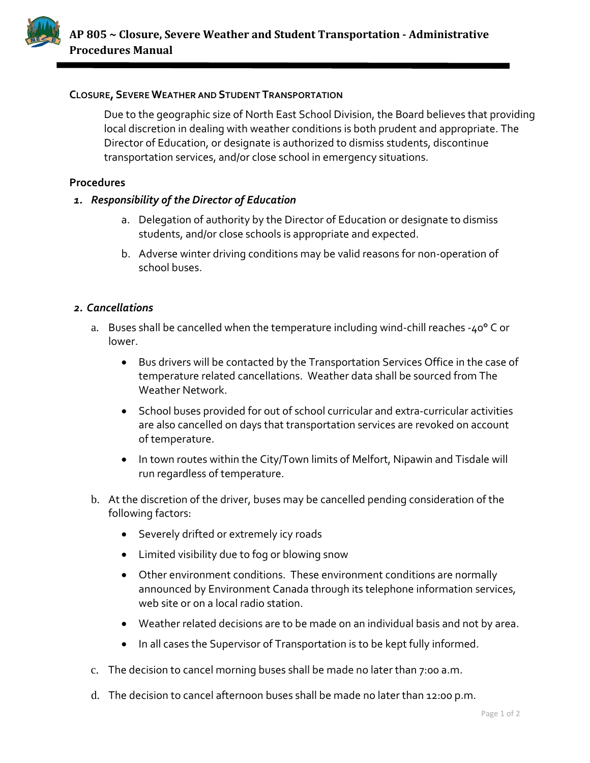# AP 805 ~ Closure, Severe Weather and Student Transportation - Administrative Procedures Manual

## CLOSURE, SEVERE WEATHER AND STUDENT TRANSPORTATION

Due to the geographic size of North East School Division, the Board believes that providing local discretion in dealing with weather conditions is both prudent and appropriate. The Director of Education, or designate is authorized to dismiss students, discontinue transportation services, and/or close school in emergency situations.

### Procedures

**1. *Responsibility of the Director of Education***

a. Delegation of authority by the Director of Education or designate to dismiss students, and/or close schools is appropriate and expected.

b. Adverse winter driving conditions may be valid reasons for non-operation of school buses.

**2. *Cancellations***

a. Buses shall be cancelled when the temperature including wind-chill reaches -40° C or lower.

- Bus drivers will be contacted by the Transportation Services Office in the case of temperature related cancellations. Weather data shall be sourced from The Weather Network.
- School buses provided for out of school curricular and extra-curricular activities are also cancelled on days that transportation services are revoked on account of temperature.
- In town routes within the City/Town limits of Melfort, Nipawin and Tisdale will run regardless of temperature.

b. At the discretion of the driver, buses may be cancelled pending consideration of the following factors:

- Severely drifted or extremely icy roads
- Limited visibility due to fog or blowing snow
- Other environment conditions. These environment conditions are normally announced by Environment Canada through its telephone information services, web site or on a local radio station.
- Weather related decisions are to be made on an individual basis and not by area.
- In all cases the Supervisor of Transportation is to be kept fully informed.

c. The decision to cancel morning buses shall be made no later than 7:00 a.m.

d. The decision to cancel afternoon buses shall be made no later than 12:00 p.m.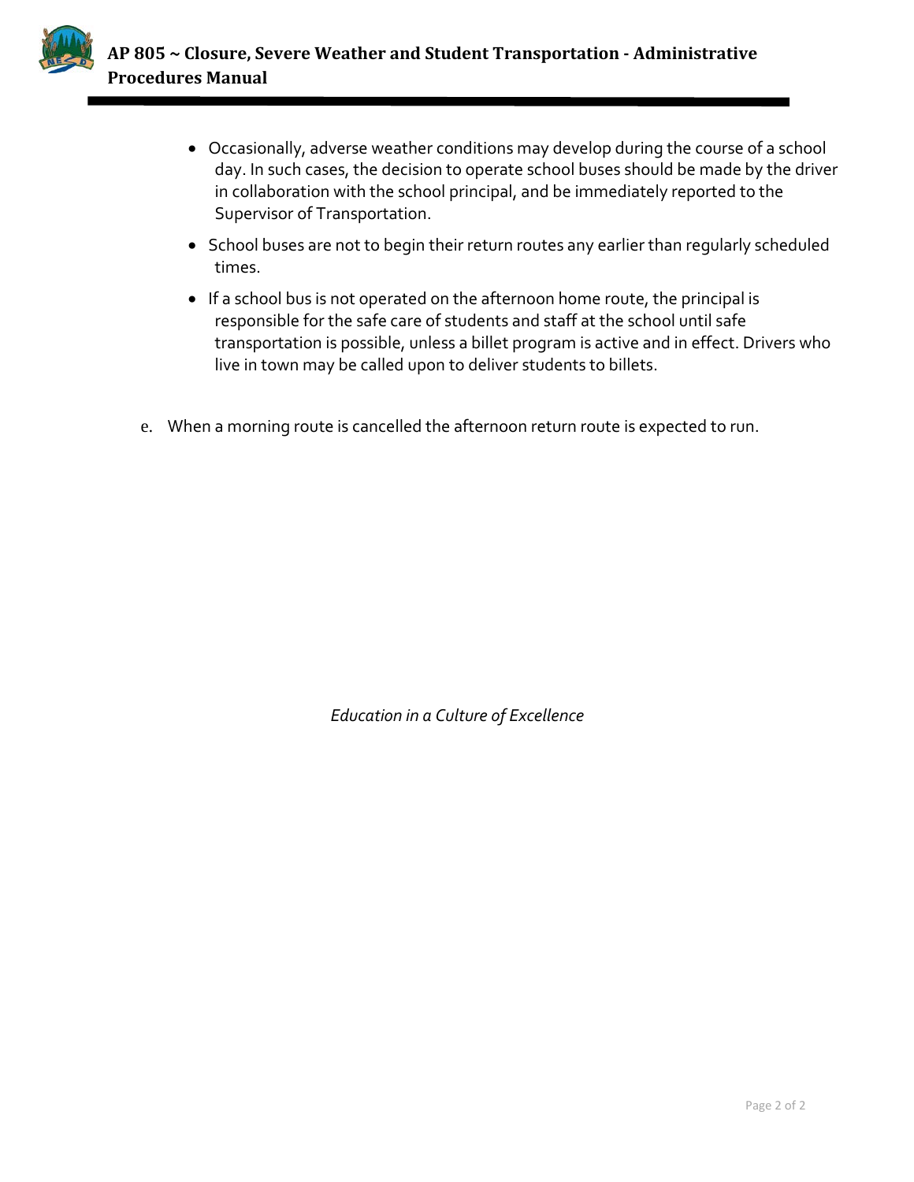- Occasionally, adverse weather conditions may develop during the course of a school day. In such cases, the decision to operate school buses should be made by the driver in collaboration with the school principal, and be immediately reported to the Supervisor of Transportation.
- School buses are not to begin their return routes any earlier than regularly scheduled times.
- If a school bus is not operated on the afternoon home route, the principal is responsible for the safe care of students and staff at the school until safe transportation is possible, unless a billet program is active and in effect. Drivers who live in town may be called upon to deliver students to billets.

e. When a morning route is cancelled the afternoon return route is expected to run.

*Education in a Culture of Excellence*